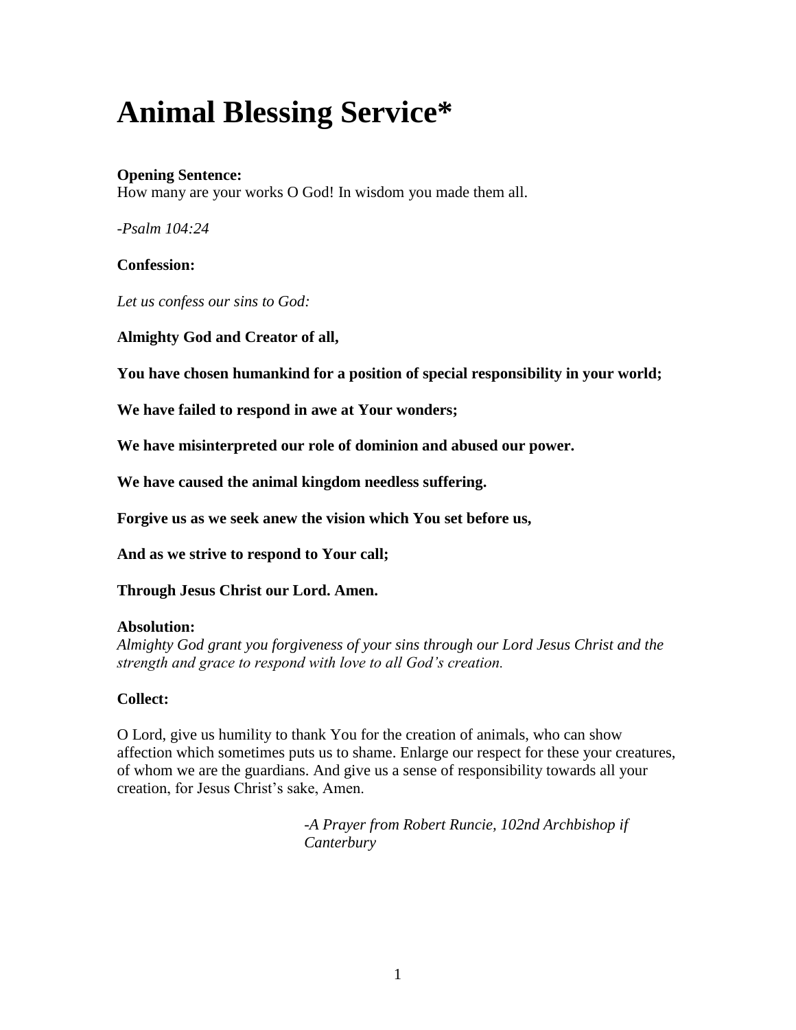# Animal Blessing Service*

**Opening Sentence:**
How many are your works O God! In wisdom you made them all.

*-Psalm 104:24*

**Confession:**

*Let us confess our sins to God:*

**Almighty God and Creator of all,**

**You have chosen humankind for a position of special responsibility in your world;**

**We have failed to respond in awe at Your wonders;**

**We have misinterpreted our role of dominion and abused our power.**

**We have caused the animal kingdom needless suffering.**

**Forgive us as we seek anew the vision which You set before us,**

**And as we strive to respond to Your call;**

**Through Jesus Christ our Lord. Amen.**

**Absolution:**
*Almighty God grant you forgiveness of your sins through our Lord Jesus Christ and the strength and grace to respond with love to all God's creation.*

**Collect:**

O Lord, give us humility to thank You for the creation of animals, who can show affection which sometimes puts us to shame. Enlarge our respect for these your creatures, of whom we are the guardians. And give us a sense of responsibility towards all your creation, for Jesus Christ's sake, Amen.

*-A Prayer from Robert Runcie, 102nd Archbishop if Canterbury*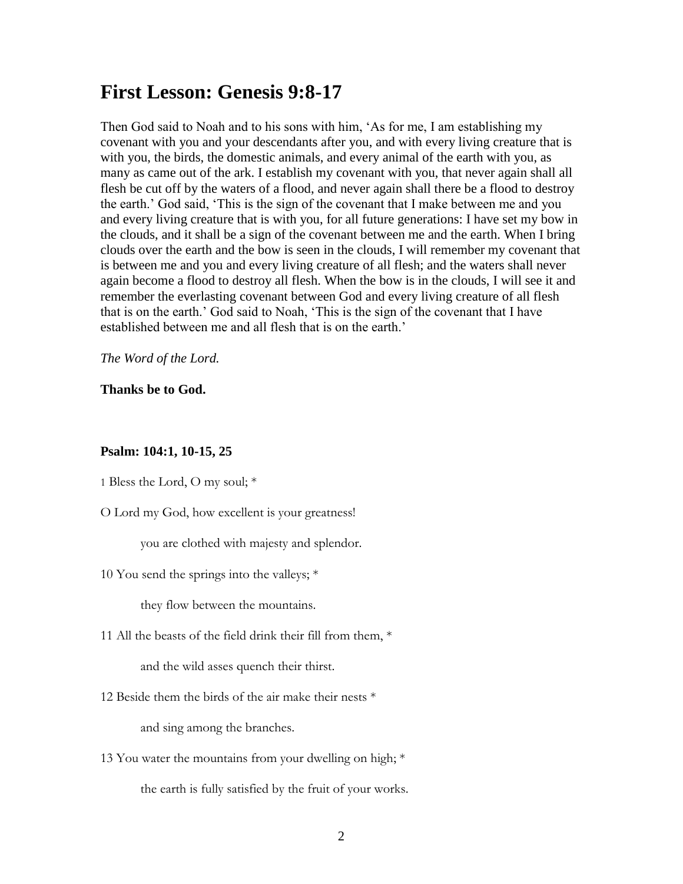# First Lesson: Genesis 9:8-17

Then God said to Noah and to his sons with him, 'As for me, I am establishing my covenant with you and your descendants after you, and with every living creature that is with you, the birds, the domestic animals, and every animal of the earth with you, as many as came out of the ark. I establish my covenant with you, that never again shall all flesh be cut off by the waters of a flood, and never again shall there be a flood to destroy the earth.' God said, 'This is the sign of the covenant that I make between me and you and every living creature that is with you, for all future generations: I have set my bow in the clouds, and it shall be a sign of the covenant between me and the earth. When I bring clouds over the earth and the bow is seen in the clouds, I will remember my covenant that is between me and you and every living creature of all flesh; and the waters shall never again become a flood to destroy all flesh. When the bow is in the clouds, I will see it and remember the everlasting covenant between God and every living creature of all flesh that is on the earth.' God said to Noah, 'This is the sign of the covenant that I have established between me and all flesh that is on the earth.'

*The Word of the Lord.*

**Thanks be to God.**

**Psalm: 104:1, 10-15, 25**

1 Bless the Lord, O my soul; *

O Lord my God, how excellent is your greatness!

you are clothed with majesty and splendor.

10 You send the springs into the valleys; *

they flow between the mountains.

11 All the beasts of the field drink their fill from them, *

and the wild asses quench their thirst.

12 Beside them the birds of the air make their nests *

and sing among the branches.

13 You water the mountains from your dwelling on high; *

the earth is fully satisfied by the fruit of your works.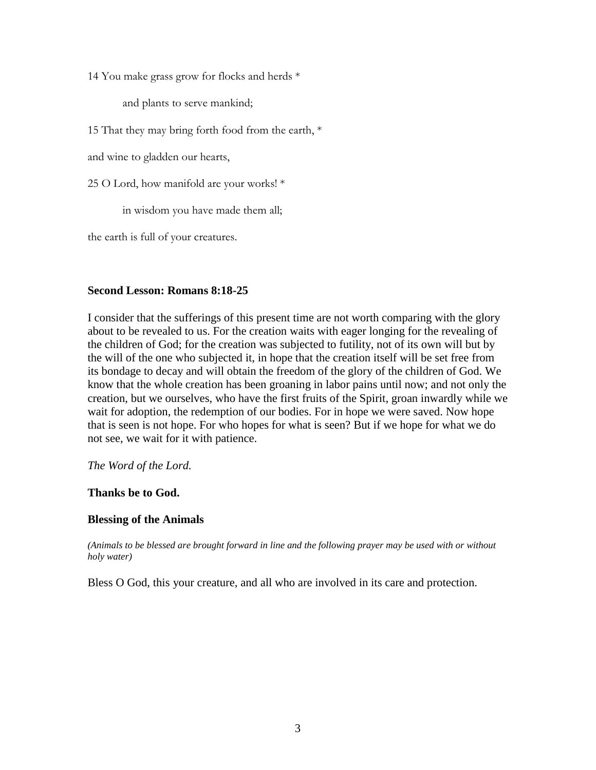14 You make grass grow for flocks and herds *

and plants to serve mankind;

15 That they may bring forth food from the earth, *

and wine to gladden our hearts,

25 O Lord, how manifold are your works! *

in wisdom you have made them all;

the earth is full of your creatures.

**Second Lesson: Romans 8:18-25**

I consider that the sufferings of this present time are not worth comparing with the glory about to be revealed to us. For the creation waits with eager longing for the revealing of the children of God; for the creation was subjected to futility, not of its own will but by the will of the one who subjected it, in hope that the creation itself will be set free from its bondage to decay and will obtain the freedom of the glory of the children of God. We know that the whole creation has been groaning in labor pains until now; and not only the creation, but we ourselves, who have the first fruits of the Spirit, groan inwardly while we wait for adoption, the redemption of our bodies. For in hope we were saved. Now hope that is seen is not hope. For who hopes for what is seen? But if we hope for what we do not see, we wait for it with patience.

*The Word of the Lord.*

**Thanks be to God.**

**Blessing of the Animals**

*(Animals to be blessed are brought forward in line and the following prayer may be used with or without holy water)*

Bless O God, this your creature, and all who are involved in its care and protection.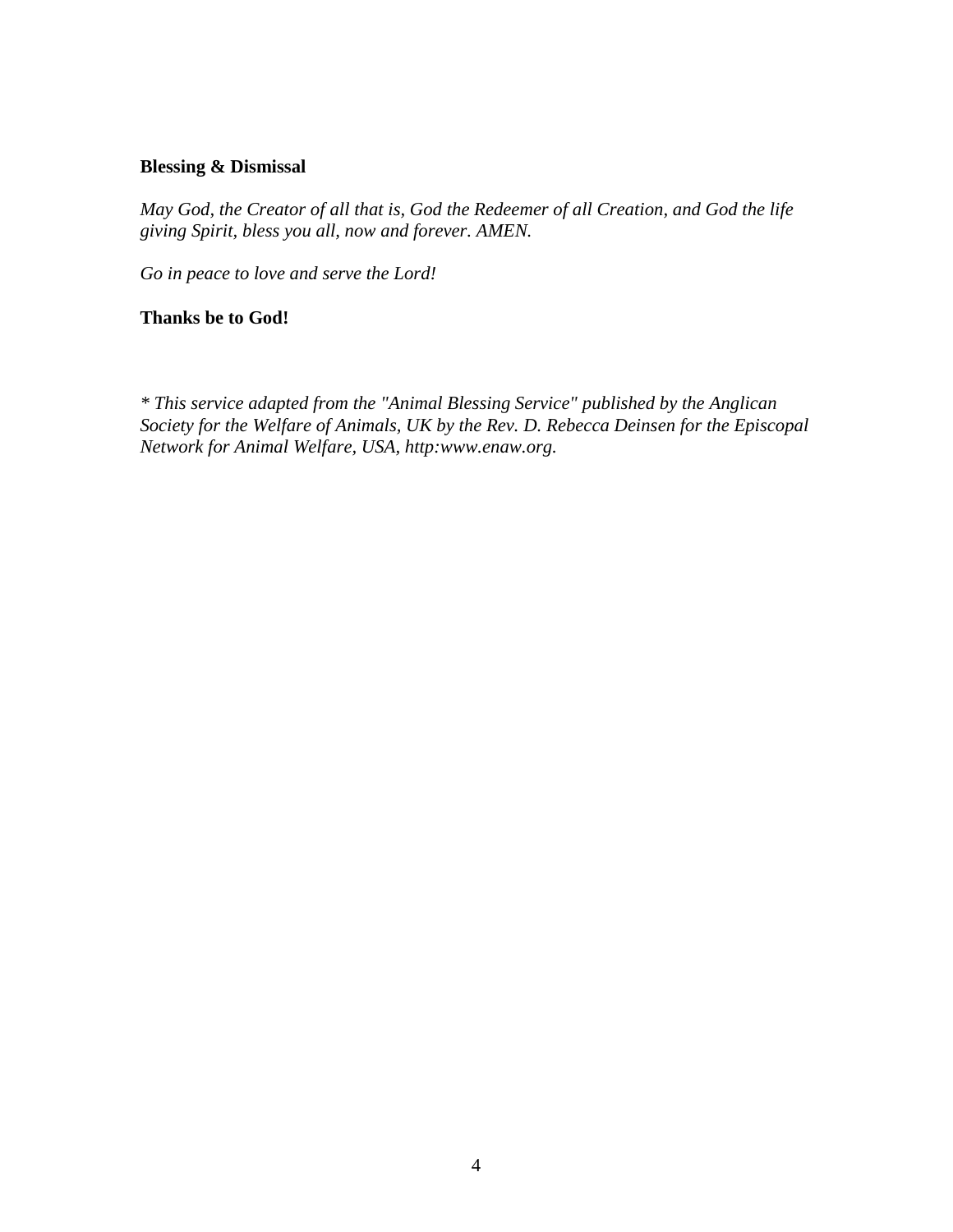**Blessing & Dismissal**

*May God, the Creator of all that is, God the Redeemer of all Creation, and God the life giving Spirit, bless you all, now and forever. AMEN.*

*Go in peace to love and serve the Lord!*

**Thanks be to God!**

*\* This service adapted from the "Animal Blessing Service" published by the Anglican Society for the Welfare of Animals, UK by the Rev. D. Rebecca Deinsen for the Episcopal Network for Animal Welfare, USA, http:www.enaw.org.*